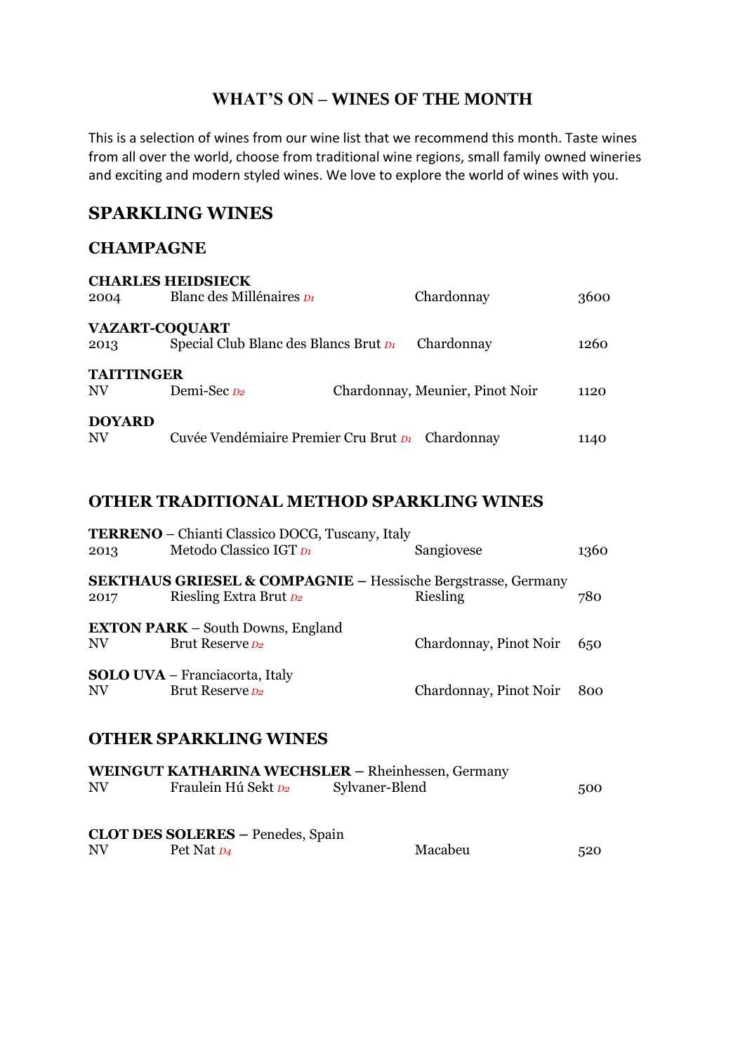# WHAT'S ON – WINES OF THE MONTH

This is a selection of wines from our wine list that we recommend this month. Taste wines from all over the world, choose from traditional wine regions, small family owned wineries and exciting and modern styled wines. We love to explore the world of wines with you.

## SPARKLING WINES

### CHAMPAGNE

**CHARLES HEIDSIECK**

| | | | |
|---|---|---|---|
| 2004 | Blanc des Millénaires *D1* | Chardonnay | 3600 |

**VAZART-COQUART**

| | | | |
|---|---|---|---|
| 2013 | Special Club Blanc des Blancs Brut *D1* | Chardonnay | 1260 |

**TAITTINGER**

| | | | |
|---|---|---|---|
| NV | Demi-Sec *D2* | Chardonnay, Meunier, Pinot Noir | 1120 |

**DOYARD**

| | | | |
|---|---|---|---|
| NV | Cuvée Vendémiaire Premier Cru Brut *D1* | Chardonnay | 1140 |

### OTHER TRADITIONAL METHOD SPARKLING WINES

**TERRENO** – Chianti Classico DOCG, Tuscany, Italy

| | | | |
|---|---|---|---|
| 2013 | Metodo Classico IGT *D1* | Sangiovese | 1360 |

**SEKTHAUS GRIESEL & COMPAGNIE** – Hessische Bergstrasse, Germany

| | | | |
|---|---|---|---|
| 2017 | Riesling Extra Brut *D2* | Riesling | 780 |

**EXTON PARK** – South Downs, England

| | | | |
|---|---|---|---|
| NV | Brut Reserve *D2* | Chardonnay, Pinot Noir | 650 |

**SOLO UVA** – Franciacorta, Italy

| | | | |
|---|---|---|---|
| NV | Brut Reserve *D2* | Chardonnay, Pinot Noir | 800 |

### OTHER SPARKLING WINES

**WEINGUT KATHARINA WECHSLER** – Rheinhessen, Germany

| | | | |
|---|---|---|---|
| NV | Fraulein Hú Sekt *D2* | Sylvaner-Blend | 500 |

**CLOT DES SOLERES** – Penedes, Spain

| | | | |
|---|---|---|---|
| NV | Pet Nat *D4* | Macabeu | 520 |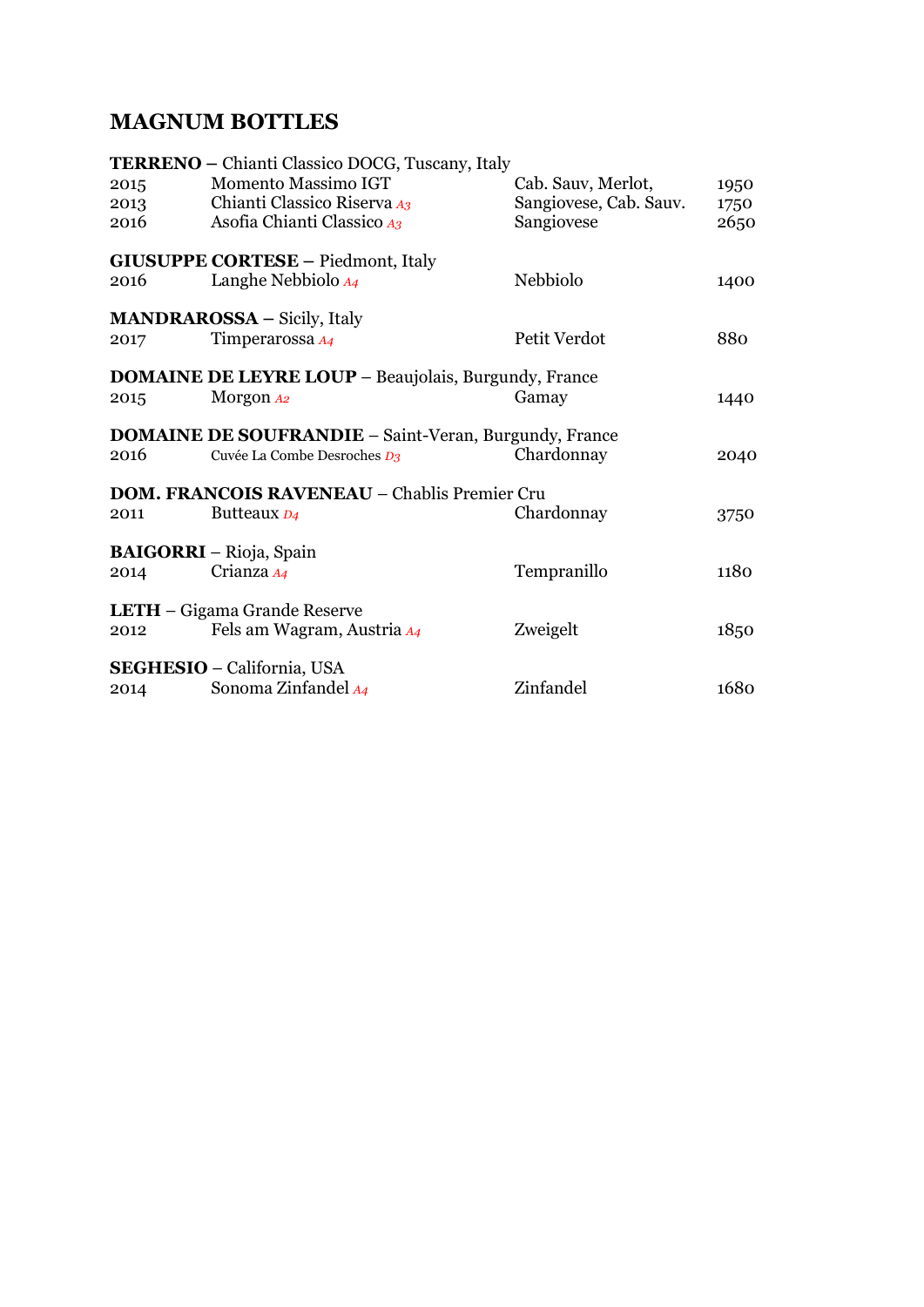## MAGNUM BOTTLES

**TERRENO –** Chianti Classico DOCG, Tuscany, Italy

| | | | |
|---|---|---|---|
| 2015 | Momento Massimo IGT | Cab. Sauv, Merlot, | 1950 |
| 2013 | Chianti Classico Riserva *A3* | Sangiovese, Cab. Sauv. | 1750 |
| 2016 | Asofia Chianti Classico *A3* | Sangiovese | 2650 |

**GIUSUPPE CORTESE –** Piedmont, Italy

| | | | |
|---|---|---|---|
| 2016 | Langhe Nebbiolo *A4* | Nebbiolo | 1400 |

**MANDRAROSSA –** Sicily, Italy

| | | | |
|---|---|---|---|
| 2017 | Timperarossa *A4* | Petit Verdot | 880 |

**DOMAINE DE LEYRE LOUP** – Beaujolais, Burgundy, France

| | | | |
|---|---|---|---|
| 2015 | Morgon *A2* | Gamay | 1440 |

**DOMAINE DE SOUFRANDIE** – Saint-Veran, Burgundy, France

| | | | |
|---|---|---|---|
| 2016 | Cuvée La Combe Desroches *D3* | Chardonnay | 2040 |

**DOM. FRANCOIS RAVENEAU** – Chablis Premier Cru

| | | | |
|---|---|---|---|
| 2011 | Butteaux *D4* | Chardonnay | 3750 |

**BAIGORRI** – Rioja, Spain

| | | | |
|---|---|---|---|
| 2014 | Crianza *A4* | Tempranillo | 1180 |

**LETH** – Gigama Grande Reserve

| | | | |
|---|---|---|---|
| 2012 | Fels am Wagram, Austria *A4* | Zweigelt | 1850 |

**SEGHESIO** – California, USA

| | | | |
|---|---|---|---|
| 2014 | Sonoma Zinfandel *A4* | Zinfandel | 1680 |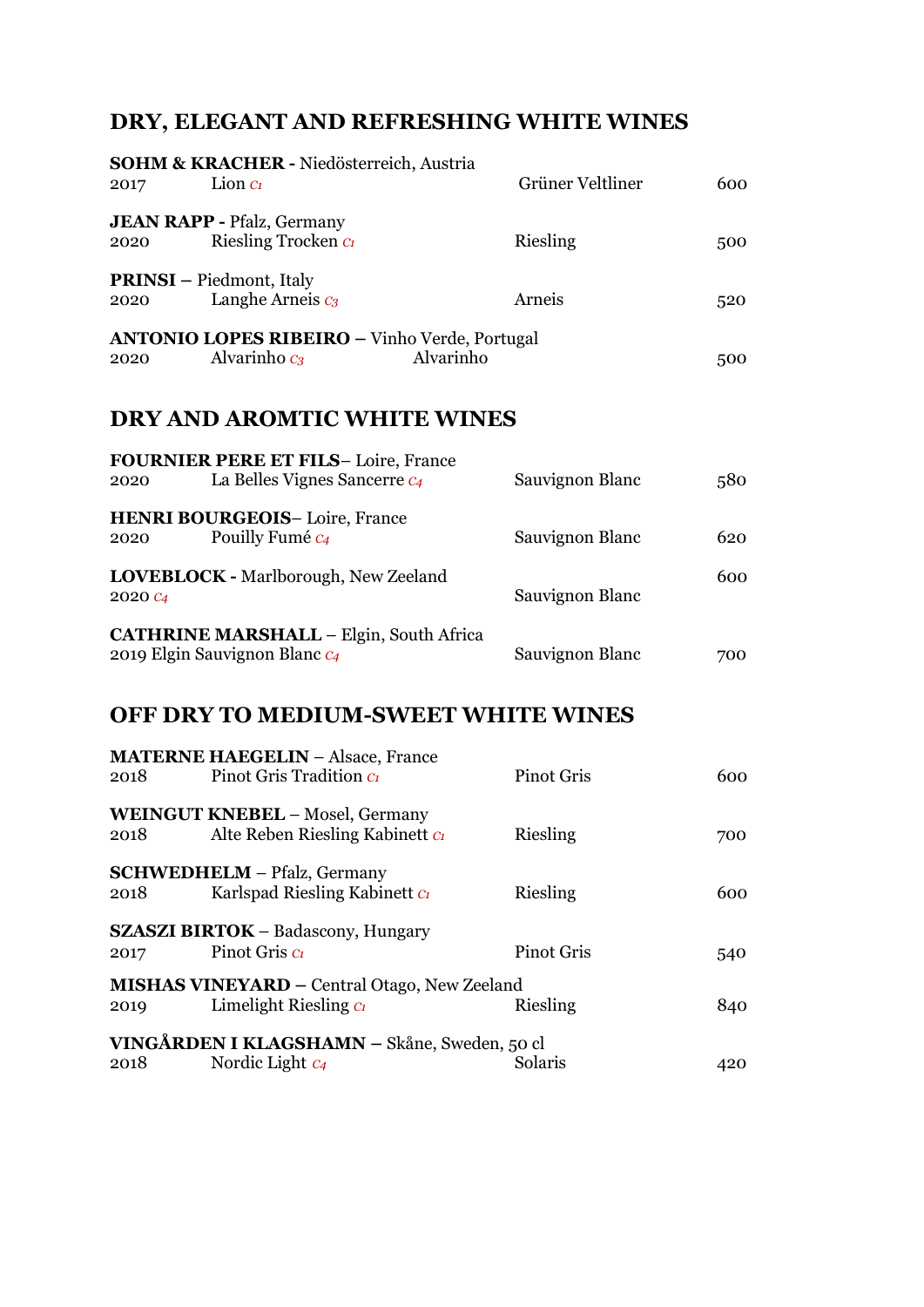## DRY, ELEGANT AND REFRESHING WHITE WINES

**SOHM & KRACHER -** Niedösterreich, Austria
2017 Lion *c1* Grüner Veltliner 600

**JEAN RAPP -** Pfalz, Germany
2020 Riesling Trocken *c1* Riesling 500

**PRINSI –** Piedmont, Italy
2020 Langhe Arneis *c3* Arneis 520

**ANTONIO LOPES RIBEIRO –** Vinho Verde, Portugal
2020 Alvarinho *c3* Alvarinho 500

## DRY AND AROMTIC WHITE WINES

**FOURNIER PERE ET FILS**– Loire, France
2020 La Belles Vignes Sancerre *c4* Sauvignon Blanc 580

**HENRI BOURGEOIS**– Loire, France
2020 Pouilly Fumé *c4* Sauvignon Blanc 620

**LOVEBLOCK -** Marlborough, New Zeeland
2020 *c4* Sauvignon Blanc 600

**CATHRINE MARSHALL** – Elgin, South Africa
2019 Elgin Sauvignon Blanc *c4* Sauvignon Blanc 700

## OFF DRY TO MEDIUM-SWEET WHITE WINES

**MATERNE HAEGELIN** – Alsace, France
2018 Pinot Gris Tradition *c1* Pinot Gris 600

**WEINGUT KNEBEL** – Mosel, Germany
2018 Alte Reben Riesling Kabinett *c1* Riesling 700

**SCHWEDHELM** – Pfalz, Germany
2018 Karlspad Riesling Kabinett *c1* Riesling 600

**SZASZI BIRTOK** – Badascony, Hungary
2017 Pinot Gris *c1* Pinot Gris 540

**MISHAS VINEYARD –** Central Otago, New Zeeland
2019 Limelight Riesling *c1* Riesling 840

**VINGÅRDEN I KLAGSHAMN –** Skåne, Sweden, 50 cl
2018 Nordic Light *c4* Solaris 420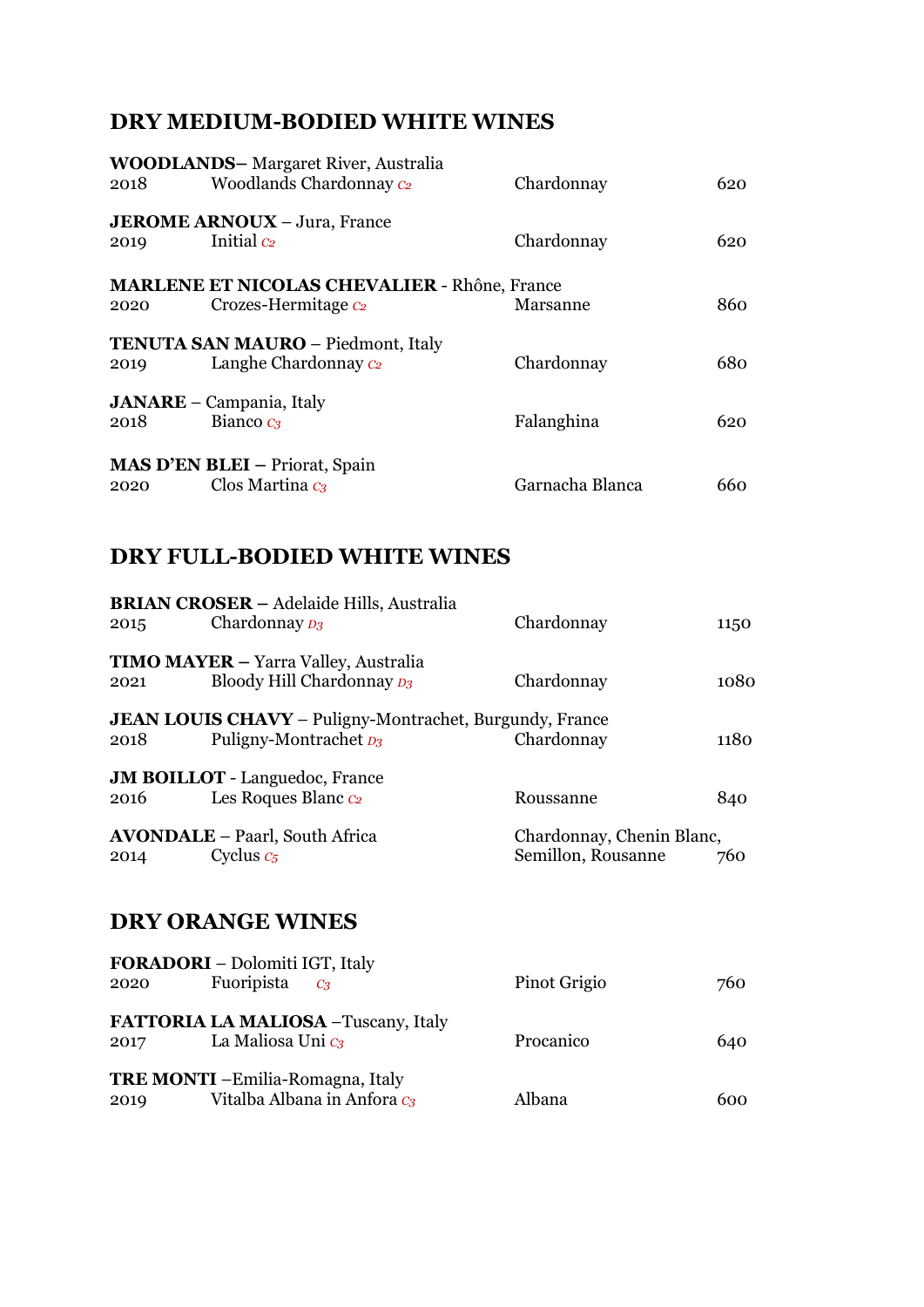## DRY MEDIUM-BODIED WHITE WINES

**WOODLANDS**– Margaret River, Australia
2018 Woodlands Chardonnay *C2* — Chardonnay — 620

**JEROME ARNOUX** – Jura, France
2019 Initial *C2* — Chardonnay — 620

**MARLENE ET NICOLAS CHEVALIER** - Rhône, France
2020 Crozes-Hermitage *C2* — Marsanne — 860

**TENUTA SAN MAURO** – Piedmont, Italy
2019 Langhe Chardonnay *C2* — Chardonnay — 680

**JANARE** – Campania, Italy
2018 Bianco *C3* — Falanghina — 620

**MAS D'EN BLEI** – Priorat, Spain
2020 Clos Martina *C3* — Garnacha Blanca — 660

## DRY FULL-BODIED WHITE WINES

**BRIAN CROSER** – Adelaide Hills, Australia
2015 Chardonnay *D3* — Chardonnay — 1150

**TIMO MAYER** – Yarra Valley, Australia
2021 Bloody Hill Chardonnay *D3* — Chardonnay — 1080

**JEAN LOUIS CHAVY** – Puligny-Montrachet, Burgundy, France
2018 Puligny-Montrachet *D3* — Chardonnay — 1180

**JM BOILLOT** - Languedoc, France
2016 Les Roques Blanc *C2* — Roussanne — 840

**AVONDALE** – Paarl, South Africa
2014 Cyclus *C5* — Chardonnay, Chenin Blanc, Semillon, Rousanne — 760

## DRY ORANGE WINES

**FORADORI** – Dolomiti IGT, Italy
2020 Fuoripista *C3* — Pinot Grigio — 760

**FATTORIA LA MALIOSA** –Tuscany, Italy
2017 La Maliosa Uni *C3* — Procanico — 640

**TRE MONTI** –Emilia-Romagna, Italy
2019 Vitalba Albana in Anfora *C3* — Albana — 600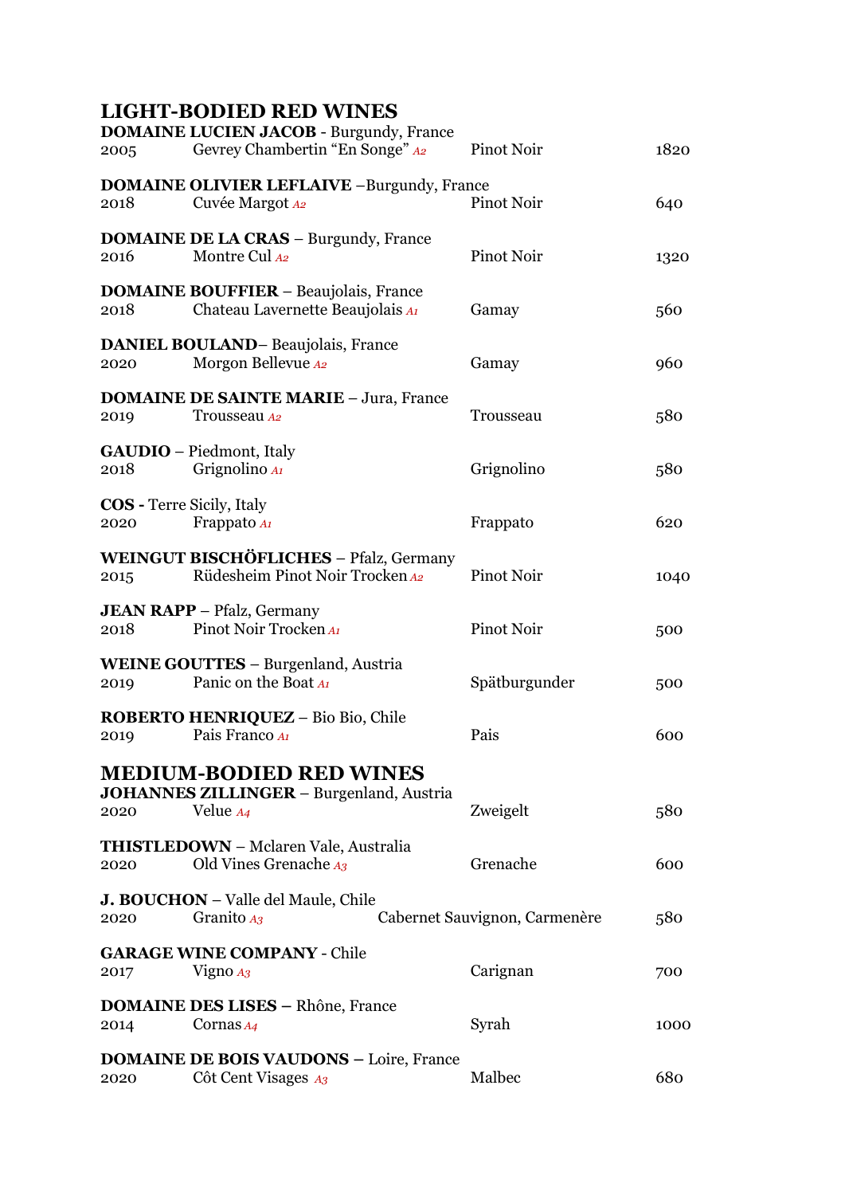## LIGHT-BODIED RED WINES

**DOMAINE LUCIEN JACOB** - Burgundy, France

| 2005 | Gevrey Chambertin “En Songe” *A2* | Pinot Noir | 1820 |
|---|---|---|---|

**DOMAINE OLIVIER LEFLAIVE** –Burgundy, France

| 2018 | Cuvée Margot *A2* | Pinot Noir | 640 |
|---|---|---|---|

**DOMAINE DE LA CRAS** – Burgundy, France

| 2016 | Montre Cul *A2* | Pinot Noir | 1320 |
|---|---|---|---|

**DOMAINE BOUFFIER** – Beaujolais, France

| 2018 | Chateau Lavernette Beaujolais *A1* | Gamay | 560 |
|---|---|---|---|

**DANIEL BOULAND**– Beaujolais, France

| 2020 | Morgon Bellevue *A2* | Gamay | 960 |
|---|---|---|---|

**DOMAINE DE SAINTE MARIE** – Jura, France

| 2019 | Trousseau *A2* | Trousseau | 580 |
|---|---|---|---|

**GAUDIO** – Piedmont, Italy

| 2018 | Grignolino *A1* | Grignolino | 580 |
|---|---|---|---|

**COS -** Terre Sicily, Italy

| 2020 | Frappato *A1* | Frappato | 620 |
|---|---|---|---|

**WEINGUT BISCHÖFLICHES** – Pfalz, Germany

| 2015 | Rüdesheim Pinot Noir Trocken *A2* | Pinot Noir | 1040 |
|---|---|---|---|

**JEAN RAPP** – Pfalz, Germany

| 2018 | Pinot Noir Trocken *A1* | Pinot Noir | 500 |
|---|---|---|---|

**WEINE GOUTTES** – Burgenland, Austria

| 2019 | Panic on the Boat *A1* | Spätburgunder | 500 |
|---|---|---|---|

**ROBERTO HENRIQUEZ** – Bio Bio, Chile

| 2019 | Pais Franco *A1* | Pais | 600 |
|---|---|---|---|

## MEDIUM-BODIED RED WINES

**JOHANNES ZILLINGER** – Burgenland, Austria

| 2020 | Velue *A4* | Zweigelt | 580 |
|---|---|---|---|

**THISTLEDOWN** – Mclaren Vale, Australia

| 2020 | Old Vines Grenache *A3* | Grenache | 600 |
|---|---|---|---|

**J. BOUCHON** – Valle del Maule, Chile

| 2020 | Granito *A3* | Cabernet Sauvignon, Carmenère | 580 |
|---|---|---|---|

**GARAGE WINE COMPANY** - Chile

| 2017 | Vigno *A3* | Carignan | 700 |
|---|---|---|---|

**DOMAINE DES LISES –** Rhône, France

| 2014 | Cornas *A4* | Syrah | 1000 |
|---|---|---|---|

**DOMAINE DE BOIS VAUDONS –** Loire, France

| 2020 | Côt Cent Visages *A3* | Malbec | 680 |
|---|---|---|---|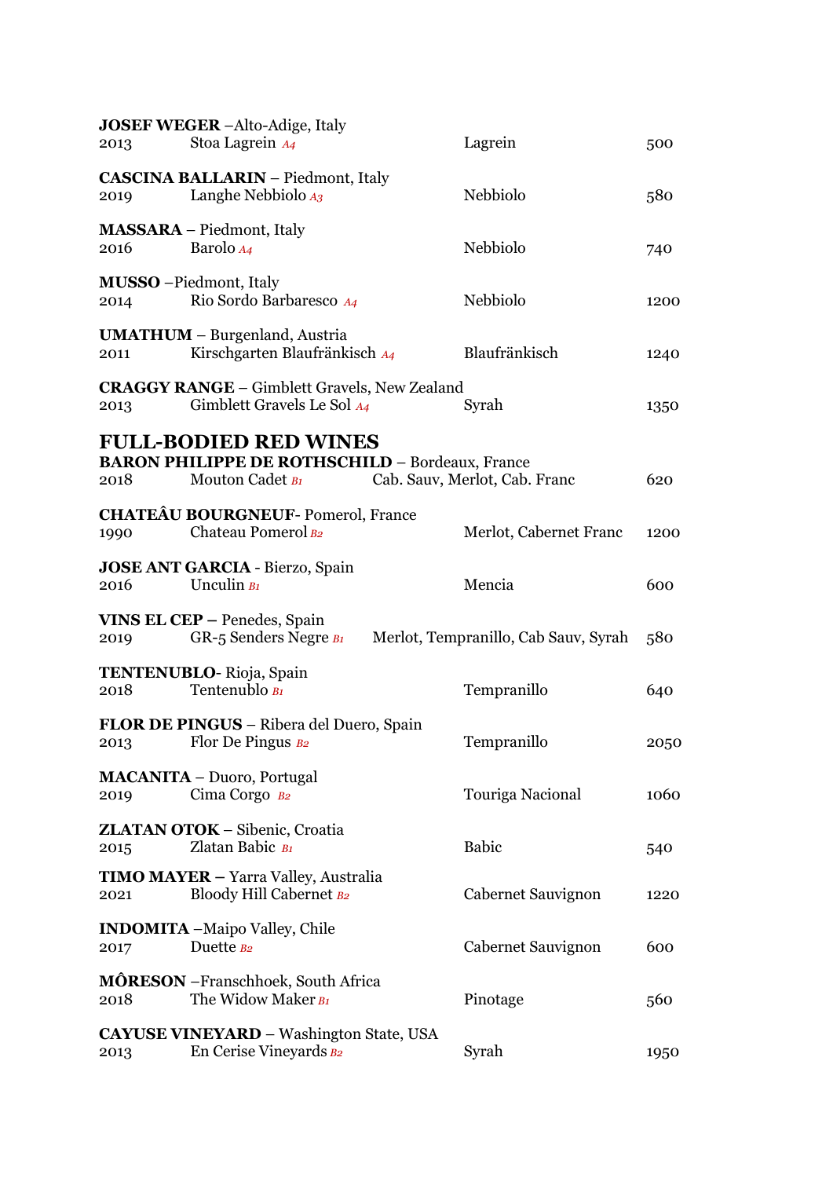**JOSEF WEGER** –Alto-Adige, Italy
2013 Stoa Lagrein *A4* Lagrein 500

**CASCINA BALLARIN** – Piedmont, Italy
2019 Langhe Nebbiolo *A3* Nebbiolo 580

**MASSARA** – Piedmont, Italy
2016 Barolo *A4* Nebbiolo 740

**MUSSO** –Piedmont, Italy
2014 Rio Sordo Barbaresco *A4* Nebbiolo 1200

**UMATHUM** – Burgenland, Austria
2011 Kirschgarten Blaufränkisch *A4* Blaufränkisch 1240

**CRAGGY RANGE** – Gimblett Gravels, New Zealand
2013 Gimblett Gravels Le Sol *A4* Syrah 1350

## FULL-BODIED RED WINES

**BARON PHILIPPE DE ROTHSCHILD** – Bordeaux, France
2018 Mouton Cadet *B1* Cab. Sauv, Merlot, Cab. Franc 620

**CHATEÂU BOURGNEUF**- Pomerol, France
1990 Chateau Pomerol *B2* Merlot, Cabernet Franc 1200

**JOSE ANT GARCIA** - Bierzo, Spain
2016 Unculin *B1* Mencia 600

**VINS EL CEP –** Penedes, Spain
2019 GR-5 Senders Negre *B1* Merlot, Tempranillo, Cab Sauv, Syrah 580

**TENTENUBLO**- Rioja, Spain
2018 Tentenublo *B1* Tempranillo 640

**FLOR DE PINGUS** – Ribera del Duero, Spain
2013 Flor De Pingus *B2* Tempranillo 2050

**MACANITA** – Duoro, Portugal
2019 Cima Corgo *B2* Touriga Nacional 1060

**ZLATAN OTOK** – Sibenic, Croatia
2015 Zlatan Babic *B1* Babic 540

**TIMO MAYER –** Yarra Valley, Australia
2021 Bloody Hill Cabernet *B2* Cabernet Sauvignon 1220

**INDOMITA** –Maipo Valley, Chile
2017 Duette *B2* Cabernet Sauvignon 600

**MÔRESON** –Franschhoek, South Africa
2018 The Widow Maker *B1* Pinotage 560

**CAYUSE VINEYARD** – Washington State, USA
2013 En Cerise Vineyards *B2* Syrah 1950